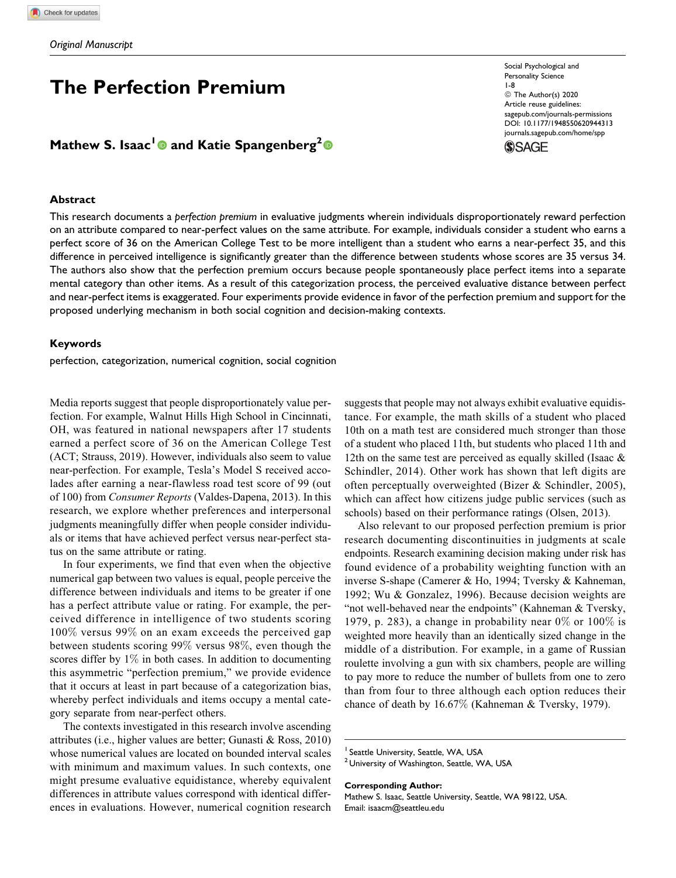*Original Manuscript*

# The Perfection Premium

**Mathew S. Isaac[1] and Katie Spangenberg[2]**

## Abstract

This research documents a *perfection premium* in evaluative judgments wherein individuals disproportionately reward perfection on an attribute compared to near-perfect values on the same attribute. For example, individuals consider a student who earns a perfect score of 36 on the American College Test to be more intelligent than a student who earns a near-perfect 35, and this difference in perceived intelligence is significantly greater than the difference between students whose scores are 35 versus 34. The authors also show that the perfection premium occurs because people spontaneously place perfect items into a separate mental category than other items. As a result of this categorization process, the perceived evaluative distance between perfect and near-perfect items is exaggerated. Four experiments provide evidence in favor of the perfection premium and support for the proposed underlying mechanism in both social cognition and decision-making contexts.

## Keywords

perfection, categorization, numerical cognition, social cognition

Media reports suggest that people disproportionately value perfection. For example, Walnut Hills High School in Cincinnati, OH, was featured in national newspapers after 17 students earned a perfect score of 36 on the American College Test (ACT; Strauss, 2019). However, individuals also seem to value near-perfection. For example, Tesla's Model S received accolades after earning a near-flawless road test score of 99 (out of 100) from *Consumer Reports* (Valdes-Dapena, 2013). In this research, we explore whether preferences and interpersonal judgments meaningfully differ when people consider individuals or items that have achieved perfect versus near-perfect status on the same attribute or rating.

In four experiments, we find that even when the objective numerical gap between two values is equal, people perceive the difference between individuals and items to be greater if one has a perfect attribute value or rating. For example, the perceived difference in intelligence of two students scoring 100% versus 99% on an exam exceeds the perceived gap between students scoring 99% versus 98%, even though the scores differ by 1% in both cases. In addition to documenting this asymmetric "perfection premium," we provide evidence that it occurs at least in part because of a categorization bias, whereby perfect individuals and items occupy a mental category separate from near-perfect others.

The contexts investigated in this research involve ascending attributes (i.e., higher values are better; Gunasti & Ross, 2010) whose numerical values are located on bounded interval scales with minimum and maximum values. In such contexts, one might presume evaluative equidistance, whereby equivalent differences in attribute values correspond with identical differences in evaluations. However, numerical cognition research suggests that people may not always exhibit evaluative equidistance. For example, the math skills of a student who placed 10th on a math test are considered much stronger than those of a student who placed 11th, but students who placed 11th and 12th on the same test are perceived as equally skilled (Isaac & Schindler, 2014). Other work has shown that left digits are often perceptually overweighted (Bizer & Schindler, 2005), which can affect how citizens judge public services (such as schools) based on their performance ratings (Olsen, 2013).

Also relevant to our proposed perfection premium is prior research documenting discontinuities in judgments at scale endpoints. Research examining decision making under risk has found evidence of a probability weighting function with an inverse S-shape (Camerer & Ho, 1994; Tversky & Kahneman, 1992; Wu & Gonzalez, 1996). Because decision weights are "not well-behaved near the endpoints" (Kahneman & Tversky, 1979, p. 283), a change in probability near 0% or 100% is weighted more heavily than an identically sized change in the middle of a distribution. For example, in a game of Russian roulette involving a gun with six chambers, people are willing to pay more to reduce the number of bullets from one to zero than from four to three although each option reduces their chance of death by 16.67% (Kahneman & Tversky, 1979).

[1] Seattle University, Seattle, WA, USA
[2] University of Washington, Seattle, WA, USA

**Corresponding Author:**
Mathew S. Isaac, Seattle University, Seattle, WA 98122, USA.
Email: isaacm@seattleu.edu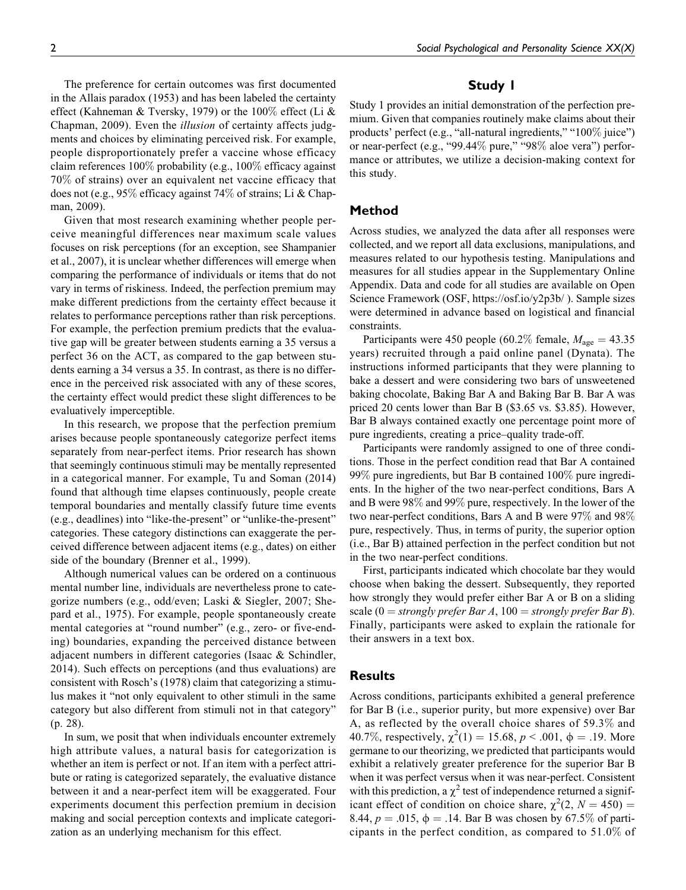The preference for certain outcomes was first documented in the Allais paradox (1953) and has been labeled the certainty effect (Kahneman & Tversky, 1979) or the 100% effect (Li & Chapman, 2009). Even the *illusion* of certainty affects judgments and choices by eliminating perceived risk. For example, people disproportionately prefer a vaccine whose efficacy claim references 100% probability (e.g., 100% efficacy against 70% of strains) over an equivalent net vaccine efficacy that does not (e.g., 95% efficacy against 74% of strains; Li & Chapman, 2009).

Given that most research examining whether people perceive meaningful differences near maximum scale values focuses on risk perceptions (for an exception, see Shampanier et al., 2007), it is unclear whether differences will emerge when comparing the performance of individuals or items that do not vary in terms of riskiness. Indeed, the perfection premium may make different predictions from the certainty effect because it relates to performance perceptions rather than risk perceptions. For example, the perfection premium predicts that the evaluative gap will be greater between students earning a 35 versus a perfect 36 on the ACT, as compared to the gap between students earning a 34 versus a 35. In contrast, as there is no difference in the perceived risk associated with any of these scores, the certainty effect would predict these slight differences to be evaluatively imperceptible.

In this research, we propose that the perfection premium arises because people spontaneously categorize perfect items separately from near-perfect items. Prior research has shown that seemingly continuous stimuli may be mentally represented in a categorical manner. For example, Tu and Soman (2014) found that although time elapses continuously, people create temporal boundaries and mentally classify future time events (e.g., deadlines) into "like-the-present" or "unlike-the-present" categories. These category distinctions can exaggerate the perceived difference between adjacent items (e.g., dates) on either side of the boundary (Brenner et al., 1999).

Although numerical values can be ordered on a continuous mental number line, individuals are nevertheless prone to categorize numbers (e.g., odd/even; Laski & Siegler, 2007; Shepard et al., 1975). For example, people spontaneously create mental categories at "round number" (e.g., zero- or five-ending) boundaries, expanding the perceived distance between adjacent numbers in different categories (Isaac & Schindler, 2014). Such effects on perceptions (and thus evaluations) are consistent with Rosch's (1978) claim that categorizing a stimulus makes it "not only equivalent to other stimuli in the same category but also different from stimuli not in that category" (p. 28).

In sum, we posit that when individuals encounter extremely high attribute values, a natural basis for categorization is whether an item is perfect or not. If an item with a perfect attribute or rating is categorized separately, the evaluative distance between it and a near-perfect item will be exaggerated. Four experiments document this perfection premium in decision making and social perception contexts and implicate categorization as an underlying mechanism for this effect.

## Study 1

Study 1 provides an initial demonstration of the perfection premium. Given that companies routinely make claims about their products' perfect (e.g., "all-natural ingredients," "100% juice") or near-perfect (e.g., "99.44% pure," "98% aloe vera") performance or attributes, we utilize a decision-making context for this study.

### Method

Across studies, we analyzed the data after all responses were collected, and we report all data exclusions, manipulations, and measures related to our hypothesis testing. Manipulations and measures for all studies appear in the Supplementary Online Appendix. Data and code for all studies are available on Open Science Framework (OSF, https://osf.io/y2p3b/ ). Sample sizes were determined in advance based on logistical and financial constraints.

Participants were 450 people (60.2% female, $M_{\text{age}} = 43.35$ years) recruited through a paid online panel (Dynata). The instructions informed participants that they were planning to bake a dessert and were considering two bars of unsweetened baking chocolate, Baking Bar A and Baking Bar B. Bar A was priced 20 cents lower than Bar B ($3.65 vs. $3.85). However, Bar B always contained exactly one percentage point more of pure ingredients, creating a price–quality trade-off.

Participants were randomly assigned to one of three conditions. Those in the perfect condition read that Bar A contained 99% pure ingredients, but Bar B contained 100% pure ingredients. In the higher of the two near-perfect conditions, Bars A and B were 98% and 99% pure, respectively. In the lower of the two near-perfect conditions, Bars A and B were 97% and 98% pure, respectively. Thus, in terms of purity, the superior option (i.e., Bar B) attained perfection in the perfect condition but not in the two near-perfect conditions.

First, participants indicated which chocolate bar they would choose when baking the dessert. Subsequently, they reported how strongly they would prefer either Bar A or B on a sliding scale (0 = *strongly prefer Bar A*, 100 = *strongly prefer Bar B*). Finally, participants were asked to explain the rationale for their answers in a text box.

### Results

Across conditions, participants exhibited a general preference for Bar B (i.e., superior purity, but more expensive) over Bar A, as reflected by the overall choice shares of 59.3% and 40.7%, respectively, $\chi^2(1) = 15.68$, $p < .001$, $\phi = .19$. More germane to our theorizing, we predicted that participants would exhibit a relatively greater preference for the superior Bar B when it was perfect versus when it was near-perfect. Consistent with this prediction, a $\chi^2$ test of independence returned a significant effect of condition on choice share, $\chi^2(2, N = 450) = 8.44$, $p = .015$, $\phi = .14$. Bar B was chosen by 67.5% of participants in the perfect condition, as compared to 51.0% of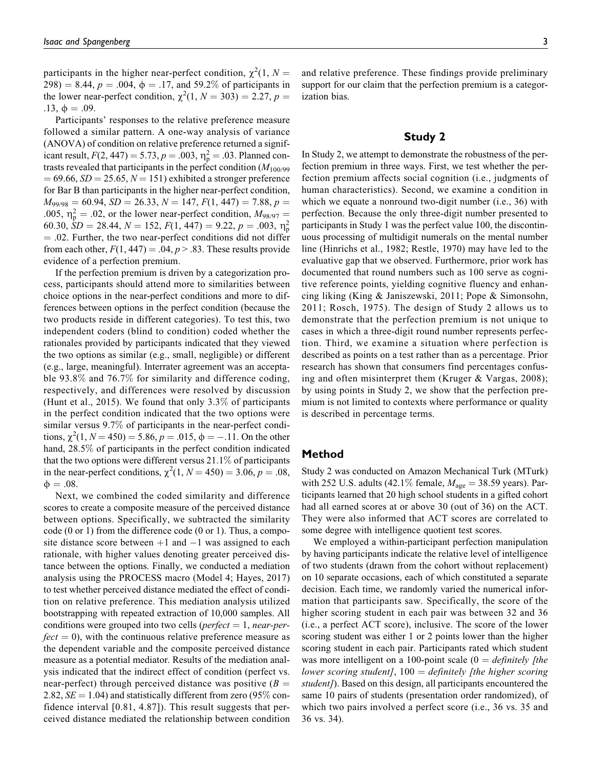participants in the higher near-perfect condition, $\chi^2(1, N = 298) = 8.44$, $p = .004$, $\phi = .17$, and 59.2% of participants in the lower near-perfect condition, $\chi^2(1, N = 303) = 2.27$, $p = .13$, $\phi = .09$.

Participants' responses to the relative preference measure followed a similar pattern. A one-way analysis of variance (ANOVA) of condition on relative preference returned a significant result, $F(2, 447) = 5.73$, $p = .003$, $\eta_p^2 = .03$. Planned contrasts revealed that participants in the perfect condition ($M_{100/99} = 69.66$, $SD = 25.65$, $N = 151$) exhibited a stronger preference for Bar B than participants in the higher near-perfect condition, $M_{99/98} = 60.94$, $SD = 26.33$, $N = 147$, $F(1, 447) = 7.88$, $p = .005$, $\eta_p^2 = .02$, or the lower near-perfect condition, $M_{98/97} = 60.30$, $SD = 28.44$, $N = 152$, $F(1, 447) = 9.22$, $p = .003$, $\eta_p^2 = .02$. Further, the two near-perfect conditions did not differ from each other, $F(1, 447) = .04$, $p > .83$. These results provide evidence of a perfection premium.

If the perfection premium is driven by a categorization process, participants should attend more to similarities between choice options in the near-perfect conditions and more to differences between options in the perfect condition (because the two products reside in different categories). To test this, two independent coders (blind to condition) coded whether the rationales provided by participants indicated that they viewed the two options as similar (e.g., small, negligible) or different (e.g., large, meaningful). Interrater agreement was an acceptable 93.8% and 76.7% for similarity and difference coding, respectively, and differences were resolved by discussion (Hunt et al., 2015). We found that only 3.3% of participants in the perfect condition indicated that the two options were similar versus 9.7% of participants in the near-perfect conditions, $\chi^2(1, N = 450) = 5.86$, $p = .015$, $\phi = -.11$. On the other hand, 28.5% of participants in the perfect condition indicated that the two options were different versus 21.1% of participants in the near-perfect conditions, $\chi^2(1, N = 450) = 3.06$, $p = .08$, $\phi = .08$.

Next, we combined the coded similarity and difference scores to create a composite measure of the perceived distance between options. Specifically, we subtracted the similarity code (0 or 1) from the difference code (0 or 1). Thus, a composite distance score between +1 and −1 was assigned to each rationale, with higher values denoting greater perceived distance between the options. Finally, we conducted a mediation analysis using the PROCESS macro (Model 4; Hayes, 2017) to test whether perceived distance mediated the effect of condition on relative preference. This mediation analysis utilized bootstrapping with repeated extraction of 10,000 samples. All conditions were grouped into two cells (*perfect* = 1, *near-perfect* = 0), with the continuous relative preference measure as the dependent variable and the composite perceived distance measure as a potential mediator. Results of the mediation analysis indicated that the indirect effect of condition (perfect vs. near-perfect) through perceived distance was positive ($B = 2.82$, $SE = 1.04$) and statistically different from zero (95% confidence interval [0.81, 4.87]). This result suggests that perceived distance mediated the relationship between condition and relative preference. These findings provide preliminary support for our claim that the perfection premium is a categorization bias.

## Study 2

In Study 2, we attempt to demonstrate the robustness of the perfection premium in three ways. First, we test whether the perfection premium affects social cognition (i.e., judgments of human characteristics). Second, we examine a condition in which we equate a nonround two-digit number (i.e., 36) with perfection. Because the only three-digit number presented to participants in Study 1 was the perfect value 100, the discontinuous processing of multidigit numerals on the mental number line (Hinrichs et al., 1982; Restle, 1970) may have led to the evaluative gap that we observed. Furthermore, prior work has documented that round numbers such as 100 serve as cognitive reference points, yielding cognitive fluency and enhancing liking (King & Janiszewski, 2011; Pope & Simonsohn, 2011; Rosch, 1975). The design of Study 2 allows us to demonstrate that the perfection premium is not unique to cases in which a three-digit round number represents perfection. Third, we examine a situation where perfection is described as points on a test rather than as a percentage. Prior research has shown that consumers find percentages confusing and often misinterpret them (Kruger & Vargas, 2008); by using points in Study 2, we show that the perfection premium is not limited to contexts where performance or quality is described in percentage terms.

### Method

Study 2 was conducted on Amazon Mechanical Turk (MTurk) with 252 U.S. adults (42.1% female, $M_{age} = 38.59$ years). Participants learned that 20 high school students in a gifted cohort had all earned scores at or above 30 (out of 36) on the ACT. They were also informed that ACT scores are correlated to some degree with intelligence quotient test scores.

We employed a within-participant perfection manipulation by having participants indicate the relative level of intelligence of two students (drawn from the cohort without replacement) on 10 separate occasions, each of which constituted a separate decision. Each time, we randomly varied the numerical information that participants saw. Specifically, the score of the higher scoring student in each pair was between 32 and 36 (i.e., a perfect ACT score), inclusive. The score of the lower scoring student was either 1 or 2 points lower than the higher scoring student in each pair. Participants rated which student was more intelligent on a 100-point scale (0 = *definitely [the lower scoring student]*, 100 = *definitely [the higher scoring student]*). Based on this design, all participants encountered the same 10 pairs of students (presentation order randomized), of which two pairs involved a perfect score (i.e., 36 vs. 35 and 36 vs. 34).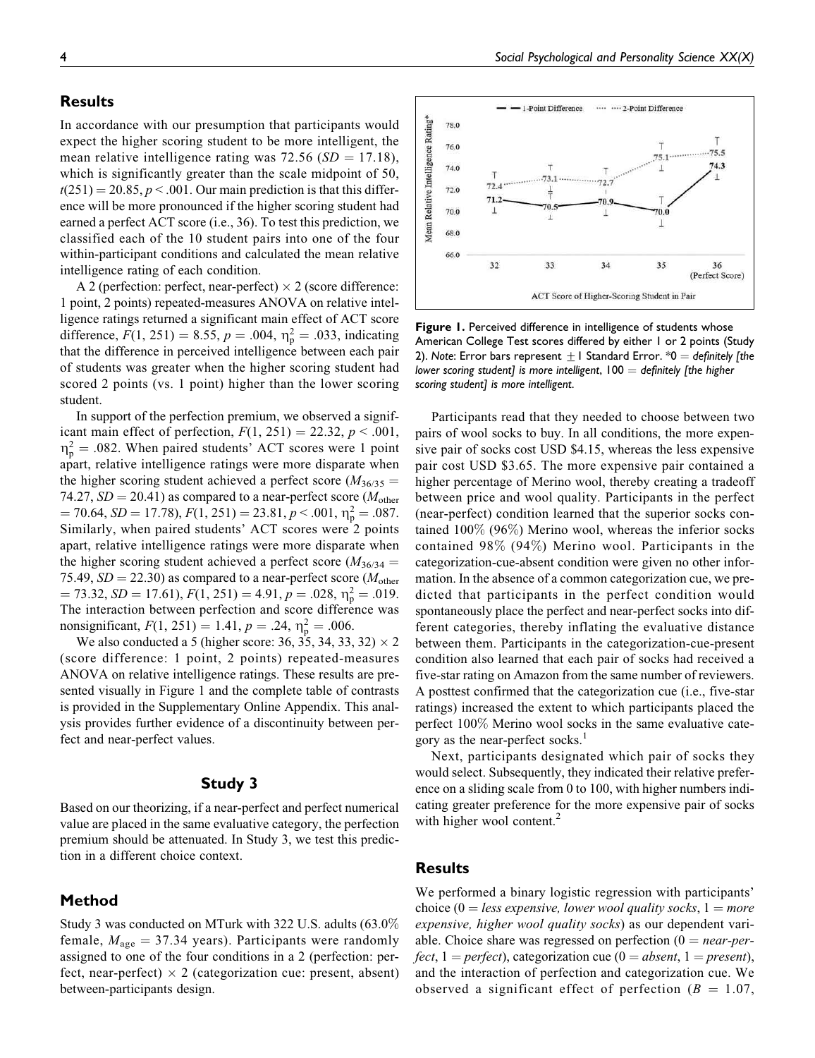## Results

In accordance with our presumption that participants would expect the higher scoring student to be more intelligent, the mean relative intelligence rating was 72.56 ($SD = 17.18$), which is significantly greater than the scale midpoint of 50, $t(251) = 20.85, p < .001$. Our main prediction is that this difference will be more pronounced if the higher scoring student had earned a perfect ACT score (i.e., 36). To test this prediction, we classified each of the 10 student pairs into one of the four within-participant conditions and calculated the mean relative intelligence rating of each condition.

A 2 (perfection: perfect, near-perfect) × 2 (score difference: 1 point, 2 points) repeated-measures ANOVA on relative intelligence ratings returned a significant main effect of ACT score difference, $F(1, 251) = 8.55, p = .004, \eta_p^2 = .033$, indicating that the difference in perceived intelligence between each pair of students was greater when the higher scoring student had scored 2 points (vs. 1 point) higher than the lower scoring student.

In support of the perfection premium, we observed a significant main effect of perfection, $F(1, 251) = 22.32, p < .001, \eta_p^2 = .082$. When paired students' ACT scores were 1 point apart, relative intelligence ratings were more disparate when the higher scoring student achieved a perfect score ($M_{36/35} = 74.27, SD = 20.41$) as compared to a near-perfect score ($M_{other} = 70.64, SD = 17.78$), $F(1, 251) = 23.81, p < .001, \eta_p^2 = .087$. Similarly, when paired students' ACT scores were 2 points apart, relative intelligence ratings were more disparate when the higher scoring student achieved a perfect score ($M_{36/34} = 75.49, SD = 22.30$) as compared to a near-perfect score ($M_{other} = 73.32, SD = 17.61$), $F(1, 251) = 4.91, p = .028, \eta_p^2 = .019$. The interaction between perfection and score difference was nonsignificant, $F(1, 251) = 1.41, p = .24, \eta_p^2 = .006$.

We also conducted a 5 (higher score: 36, 35, 34, 33, 32) × 2 (score difference: 1 point, 2 points) repeated-measures ANOVA on relative intelligence ratings. These results are presented visually in Figure 1 and the complete table of contrasts is provided in the Supplementary Online Appendix. This analysis provides further evidence of a discontinuity between perfect and near-perfect values.

**Figure 1.** Perceived difference in intelligence of students whose American College Test scores differed by either 1 or 2 points (Study 2). *Note*: Error bars represent ± 1 Standard Error. *0 = *definitely [the lower scoring student] is more intelligent*, 100 = *definitely [the higher scoring student] is more intelligent*.

## Study 3

Based on our theorizing, if a near-perfect and perfect numerical value are placed in the same evaluative category, the perfection premium should be attenuated. In Study 3, we test this prediction in a different choice context.

## Method

Study 3 was conducted on MTurk with 322 U.S. adults (63.0% female, $M_{age} = 37.34$ years). Participants were randomly assigned to one of the four conditions in a 2 (perfection: perfect, near-perfect) × 2 (categorization cue: present, absent) between-participants design.

Participants read that they needed to choose between two pairs of wool socks to buy. In all conditions, the more expensive pair of socks cost USD $4.15, whereas the less expensive pair cost USD $3.65. The more expensive pair contained a higher percentage of Merino wool, thereby creating a tradeoff between price and wool quality. Participants in the perfect (near-perfect) condition learned that the superior socks contained 100% (96%) Merino wool, whereas the inferior socks contained 98% (94%) Merino wool. Participants in the categorization-cue-absent condition were given no other information. In the absence of a common categorization cue, we predicted that participants in the perfect condition would spontaneously place the perfect and near-perfect socks into different categories, thereby inflating the evaluative distance between them. Participants in the categorization-cue-present condition also learned that each pair of socks had received a five-star rating on Amazon from the same number of reviewers. A posttest confirmed that the categorization cue (i.e., five-star ratings) increased the extent to which participants placed the perfect 100% Merino wool socks in the same evaluative category as the near-perfect socks.[1]

Next, participants designated which pair of socks they would select. Subsequently, they indicated their relative preference on a sliding scale from 0 to 100, with higher numbers indicating greater preference for the more expensive pair of socks with higher wool content.[2]

## Results

We performed a binary logistic regression with participants' choice (0 = *less expensive, lower wool quality socks*, 1 = *more expensive, higher wool quality socks*) as our dependent variable. Choice share was regressed on perfection (0 = *near-perfect*, 1 = *perfect*), categorization cue (0 = *absent*, 1 = *present*), and the interaction of perfection and categorization cue. We observed a significant effect of perfection ($B = 1.07$,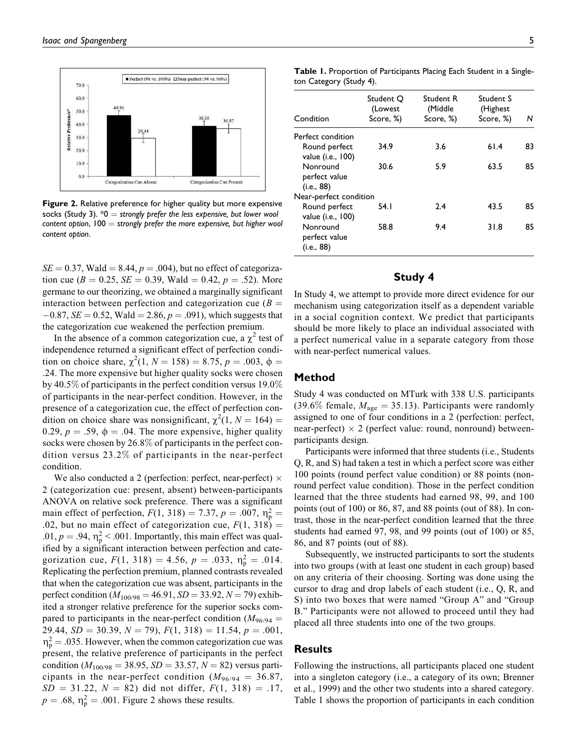**Figure 2.** Relative preference for higher quality but more expensive socks (Study 3). *0 = *strongly prefer the less expensive, but lower wool content option*, 100 = *strongly prefer the more expensive, but higher wool content option*.

$SE = 0.37$, Wald = 8.44, $p = .004$), but no effect of categorization cue ($B = 0.25$, $SE = 0.39$, Wald = 0.42, $p = .52$). More germane to our theorizing, we obtained a marginally significant interaction between perfection and categorization cue ($B = -0.87$, $SE = 0.52$, Wald = 2.86, $p = .091$), which suggests that the categorization cue weakened the perfection premium.

In the absence of a common categorization cue, a $\chi^2$ test of independence returned a significant effect of perfection condition on choice share, $\chi^2(1, N = 158) = 8.75$, $p = .003$, $\phi = .24$. The more expensive but higher quality socks were chosen by 40.5% of participants in the perfect condition versus 19.0% of participants in the near-perfect condition. However, in the presence of a categorization cue, the effect of perfection condition on choice share was nonsignificant, $\chi^2(1, N = 164) = 0.29$, $p = .59$, $\phi = .04$. The more expensive, higher quality socks were chosen by 26.8% of participants in the perfect condition versus 23.2% of participants in the near-perfect condition.

We also conducted a 2 (perfection: perfect, near-perfect) × 2 (categorization cue: present, absent) between-participants ANOVA on relative sock preference. There was a significant main effect of perfection, $F(1, 318) = 7.37$, $p = .007$, $\eta_p^2 = .02$, but no main effect of categorization cue, $F(1, 318) = .01$, $p = .94$, $\eta_p^2 < .001$. Importantly, this main effect was qualified by a significant interaction between perfection and categorization cue, $F(1, 318) = 4.56$, $p = .033$, $\eta_p^2 = .014$. Replicating the perfection premium, planned contrasts revealed that when the categorization cue was absent, participants in the perfect condition ($M_{100/98} = 46.91$, $SD = 33.92$, $N = 79$) exhibited a stronger relative preference for the superior socks compared to participants in the near-perfect condition ($M_{96/94} = 29.44$, $SD = 30.39$, $N = 79$), $F(1, 318) = 11.54$, $p = .001$, $\eta_p^2 = .035$. However, when the common categorization cue was present, the relative preference of participants in the perfect condition ($M_{100/98} = 38.95$, $SD = 33.57$, $N = 82$) versus participants in the near-perfect condition ($M_{96/94} = 36.87$, $SD = 31.22$, $N = 82$) did not differ, $F(1, 318) = .17$, $p = .68$, $\eta_p^2 = .001$. Figure 2 shows these results.

**Table 1.** Proportion of Participants Placing Each Student in a Singleton Category (Study 4).

| Condition | Student Q (Lowest Score, %) | Student R (Middle Score, %) | Student S (Highest Score, %) | N |
|---|---|---|---|---|
| Perfect condition | | | | |
| Round perfect value (i.e., 100) | 34.9 | 3.6 | 61.4 | 83 |
| Nonround perfect value (i.e., 88) | 30.6 | 5.9 | 63.5 | 85 |
| Near-perfect condition | | | | |
| Round perfect value (i.e., 100) | 54.1 | 2.4 | 43.5 | 85 |
| Nonround perfect value (i.e., 88) | 58.8 | 9.4 | 31.8 | 85 |

## Study 4

In Study 4, we attempt to provide more direct evidence for our mechanism using categorization itself as a dependent variable in a social cognition context. We predict that participants should be more likely to place an individual associated with a perfect numerical value in a separate category from those with near-perfect numerical values.

### Method

Study 4 was conducted on MTurk with 338 U.S. participants (39.6% female, $M_{age} = 35.13$). Participants were randomly assigned to one of four conditions in a 2 (perfection: perfect, near-perfect) × 2 (perfect value: round, nonround) between-participants design.

Participants were informed that three students (i.e., Students Q, R, and S) had taken a test in which a perfect score was either 100 points (round perfect value condition) or 88 points (nonround perfect value condition). Those in the perfect condition learned that the three students had earned 98, 99, and 100 points (out of 100) or 86, 87, and 88 points (out of 88). In contrast, those in the near-perfect condition learned that the three students had earned 97, 98, and 99 points (out of 100) or 85, 86, and 87 points (out of 88).

Subsequently, we instructed participants to sort the students into two groups (with at least one student in each group) based on any criteria of their choosing. Sorting was done using the cursor to drag and drop labels of each student (i.e., Q, R, and S) into two boxes that were named "Group A" and "Group B." Participants were not allowed to proceed until they had placed all three students into one of the two groups.

### Results

Following the instructions, all participants placed one student into a singleton category (i.e., a category of its own; Brenner et al., 1999) and the other two students into a shared category. Table 1 shows the proportion of participants in each condition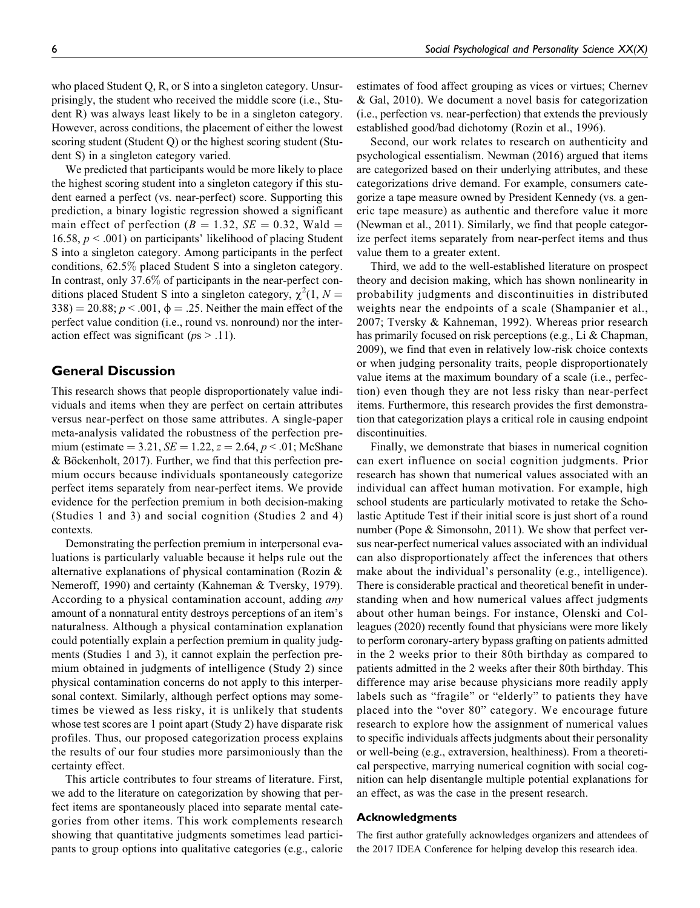who placed Student Q, R, or S into a singleton category. Unsurprisingly, the student who received the middle score (i.e., Student R) was always least likely to be in a singleton category. However, across conditions, the placement of either the lowest scoring student (Student Q) or the highest scoring student (Student S) in a singleton category varied.

We predicted that participants would be more likely to place the highest scoring student into a singleton category if this student earned a perfect (vs. near-perfect) score. Supporting this prediction, a binary logistic regression showed a significant main effect of perfection ($B = 1.32$, $SE = 0.32$, Wald $= 16.58$, $p < .001$) on participants' likelihood of placing Student S into a singleton category. Among participants in the perfect conditions, 62.5% placed Student S into a singleton category. In contrast, only 37.6% of participants in the near-perfect conditions placed Student S into a singleton category, $\chi^2(1, N = 338) = 20.88$; $p < .001$, $\phi = .25$. Neither the main effect of the perfect value condition (i.e., round vs. nonround) nor the interaction effect was significant ($p$s $> .11$).

## General Discussion

This research shows that people disproportionately value individuals and items when they are perfect on certain attributes versus near-perfect on those same attributes. A single-paper meta-analysis validated the robustness of the perfection premium (estimate $= 3.21$, $SE = 1.22$, $z = 2.64$, $p < .01$; McShane & Böckenholt, 2017). Further, we find that this perfection premium occurs because individuals spontaneously categorize perfect items separately from near-perfect items. We provide evidence for the perfection premium in both decision-making (Studies 1 and 3) and social cognition (Studies 2 and 4) contexts.

Demonstrating the perfection premium in interpersonal evaluations is particularly valuable because it helps rule out the alternative explanations of physical contamination (Rozin & Nemeroff, 1990) and certainty (Kahneman & Tversky, 1979). According to a physical contamination account, adding *any* amount of a nonnatural entity destroys perceptions of an item's naturalness. Although a physical contamination explanation could potentially explain a perfection premium in quality judgments (Studies 1 and 3), it cannot explain the perfection premium obtained in judgments of intelligence (Study 2) since physical contamination concerns do not apply to this interpersonal context. Similarly, although perfect options may sometimes be viewed as less risky, it is unlikely that students whose test scores are 1 point apart (Study 2) have disparate risk profiles. Thus, our proposed categorization process explains the results of our four studies more parsimoniously than the certainty effect.

This article contributes to four streams of literature. First, we add to the literature on categorization by showing that perfect items are spontaneously placed into separate mental categories from other items. This work complements research showing that quantitative judgments sometimes lead participants to group options into qualitative categories (e.g., calorie estimates of food affect grouping as vices or virtues; Chernev & Gal, 2010). We document a novel basis for categorization (i.e., perfection vs. near-perfection) that extends the previously established good/bad dichotomy (Rozin et al., 1996).

Second, our work relates to research on authenticity and psychological essentialism. Newman (2016) argued that items are categorized based on their underlying attributes, and these categorizations drive demand. For example, consumers categorize a tape measure owned by President Kennedy (vs. a generic tape measure) as authentic and therefore value it more (Newman et al., 2011). Similarly, we find that people categorize perfect items separately from near-perfect items and thus value them to a greater extent.

Third, we add to the well-established literature on prospect theory and decision making, which has shown nonlinearity in probability judgments and discontinuities in distributed weights near the endpoints of a scale (Shampanier et al., 2007; Tversky & Kahneman, 1992). Whereas prior research has primarily focused on risk perceptions (e.g., Li & Chapman, 2009), we find that even in relatively low-risk choice contexts or when judging personality traits, people disproportionately value items at the maximum boundary of a scale (i.e., perfection) even though they are not less risky than near-perfect items. Furthermore, this research provides the first demonstration that categorization plays a critical role in causing endpoint discontinuities.

Finally, we demonstrate that biases in numerical cognition can exert influence on social cognition judgments. Prior research has shown that numerical values associated with an individual can affect human motivation. For example, high school students are particularly motivated to retake the Scholastic Aptitude Test if their initial score is just short of a round number (Pope & Simonsohn, 2011). We show that perfect versus near-perfect numerical values associated with an individual can also disproportionately affect the inferences that others make about the individual's personality (e.g., intelligence). There is considerable practical and theoretical benefit in understanding when and how numerical values affect judgments about other human beings. For instance, Olenski and Colleagues (2020) recently found that physicians were more likely to perform coronary-artery bypass grafting on patients admitted in the 2 weeks prior to their 80th birthday as compared to patients admitted in the 2 weeks after their 80th birthday. This difference may arise because physicians more readily apply labels such as "fragile" or "elderly" to patients they have placed into the "over 80" category. We encourage future research to explore how the assignment of numerical values to specific individuals affects judgments about their personality or well-being (e.g., extraversion, healthiness). From a theoretical perspective, marrying numerical cognition with social cognition can help disentangle multiple potential explanations for an effect, as was the case in the present research.

### Acknowledgments

The first author gratefully acknowledges organizers and attendees of the 2017 IDEA Conference for helping develop this research idea.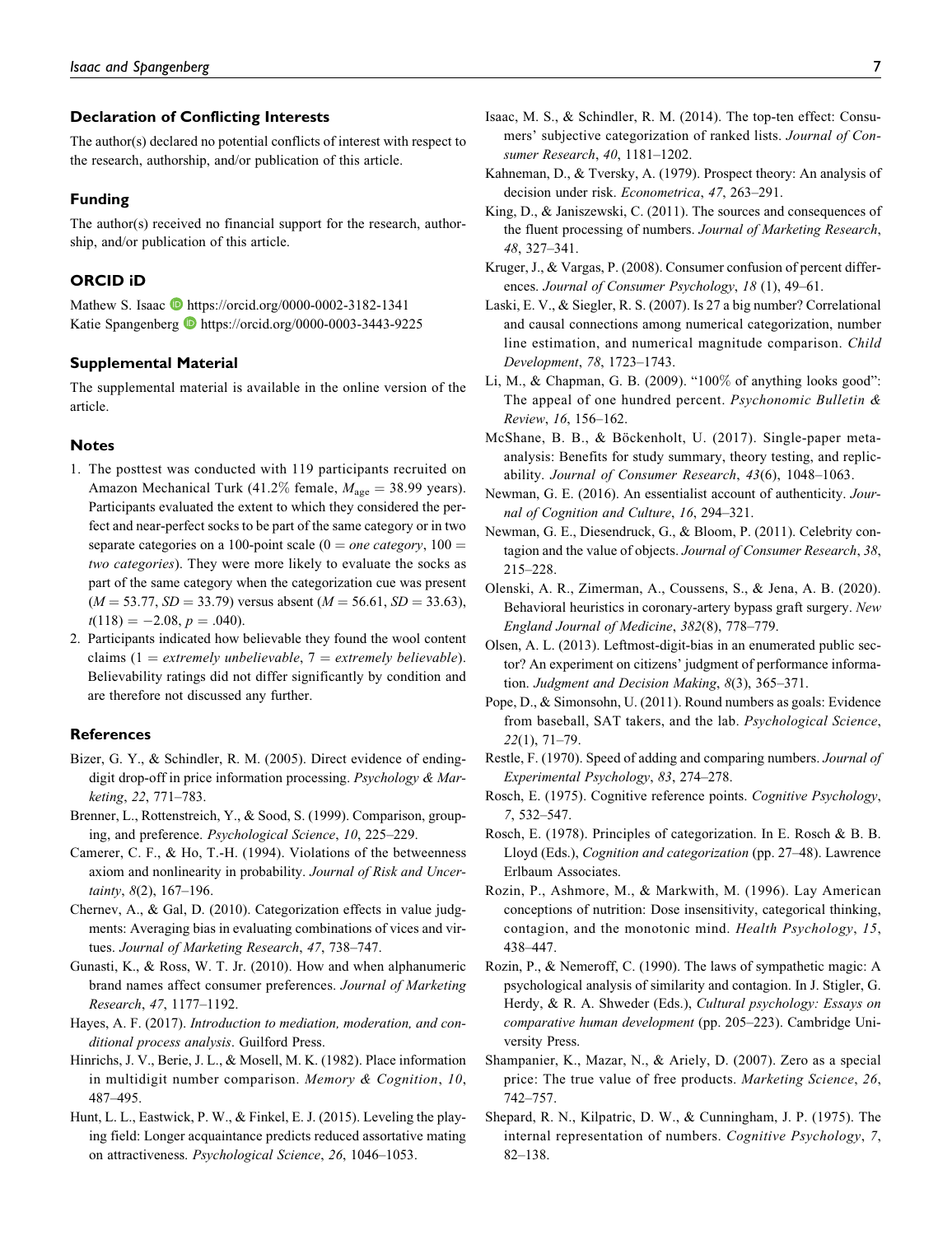## Declaration of Conflicting Interests

The author(s) declared no potential conflicts of interest with respect to the research, authorship, and/or publication of this article.

## Funding

The author(s) received no financial support for the research, authorship, and/or publication of this article.

## ORCID iD

Mathew S. Isaac https://orcid.org/0000-0002-3182-1341
Katie Spangenberg https://orcid.org/0000-0003-3443-9225

## Supplemental Material

The supplemental material is available in the online version of the article.

## Notes

1. The posttest was conducted with 119 participants recruited on Amazon Mechanical Turk (41.2% female, $M_{\text{age}} = 38.99$ years). Participants evaluated the extent to which they considered the perfect and near-perfect socks to be part of the same category or in two separate categories on a 100-point scale (0 = *one category*, 100 = *two categories*). They were more likely to evaluate the socks as part of the same category when the categorization cue was present ($M = 53.77$, $SD = 33.79$) versus absent ($M = 56.61$, $SD = 33.63$), $t(118) = -2.08$, $p = .040$).
2. Participants indicated how believable they found the wool content claims (1 = *extremely unbelievable*, 7 = *extremely believable*). Believability ratings did not differ significantly by condition and are therefore not discussed any further.

## References

Bizer, G. Y., & Schindler, R. M. (2005). Direct evidence of ending-digit drop-off in price information processing. *Psychology & Marketing*, *22*, 771–783.

Brenner, L., Rottenstreich, Y., & Sood, S. (1999). Comparison, grouping, and preference. *Psychological Science*, *10*, 225–229.

Camerer, C. F., & Ho, T.-H. (1994). Violations of the betweenness axiom and nonlinearity in probability. *Journal of Risk and Uncertainty*, *8*(2), 167–196.

Chernev, A., & Gal, D. (2010). Categorization effects in value judgments: Averaging bias in evaluating combinations of vices and virtues. *Journal of Marketing Research*, *47*, 738–747.

Gunasti, K., & Ross, W. T. Jr. (2010). How and when alphanumeric brand names affect consumer preferences. *Journal of Marketing Research*, *47*, 1177–1192.

Hayes, A. F. (2017). *Introduction to mediation, moderation, and conditional process analysis*. Guilford Press.

Hinrichs, J. V., Berie, J. L., & Mosell, M. K. (1982). Place information in multidigit number comparison. *Memory & Cognition*, *10*, 487–495.

Hunt, L. L., Eastwick, P. W., & Finkel, E. J. (2015). Leveling the playing field: Longer acquaintance predicts reduced assortative mating on attractiveness. *Psychological Science*, *26*, 1046–1053.

Isaac, M. S., & Schindler, R. M. (2014). The top-ten effect: Consumers' subjective categorization of ranked lists. *Journal of Consumer Research*, *40*, 1181–1202.

Kahneman, D., & Tversky, A. (1979). Prospect theory: An analysis of decision under risk. *Econometrica*, *47*, 263–291.

King, D., & Janiszewski, C. (2011). The sources and consequences of the fluent processing of numbers. *Journal of Marketing Research*, *48*, 327–341.

Kruger, J., & Vargas, P. (2008). Consumer confusion of percent differences. *Journal of Consumer Psychology*, *18* (1), 49–61.

Laski, E. V., & Siegler, R. S. (2007). Is 27 a big number? Correlational and causal connections among numerical categorization, number line estimation, and numerical magnitude comparison. *Child Development*, *78*, 1723–1743.

Li, M., & Chapman, G. B. (2009). "100% of anything looks good": The appeal of one hundred percent. *Psychonomic Bulletin & Review*, *16*, 156–162.

McShane, B. B., & Böckenholt, U. (2017). Single-paper meta-analysis: Benefits for study summary, theory testing, and replicability. *Journal of Consumer Research*, *43*(6), 1048–1063.

Newman, G. E. (2016). An essentialist account of authenticity. *Journal of Cognition and Culture*, *16*, 294–321.

Newman, G. E., Diesendruck, G., & Bloom, P. (2011). Celebrity contagion and the value of objects. *Journal of Consumer Research*, *38*, 215–228.

Olenski, A. R., Zimerman, A., Coussens, S., & Jena, A. B. (2020). Behavioral heuristics in coronary-artery bypass graft surgery. *New England Journal of Medicine*, *382*(8), 778–779.

Olsen, A. L. (2013). Leftmost-digit-bias in an enumerated public sector? An experiment on citizens' judgment of performance information. *Judgment and Decision Making*, *8*(3), 365–371.

Pope, D., & Simonsohn, U. (2011). Round numbers as goals: Evidence from baseball, SAT takers, and the lab. *Psychological Science*, *22*(1), 71–79.

Restle, F. (1970). Speed of adding and comparing numbers. *Journal of Experimental Psychology*, *83*, 274–278.

Rosch, E. (1975). Cognitive reference points. *Cognitive Psychology*, *7*, 532–547.

Rosch, E. (1978). Principles of categorization. In E. Rosch & B. B. Lloyd (Eds.), *Cognition and categorization* (pp. 27–48). Lawrence Erlbaum Associates.

Rozin, P., Ashmore, M., & Markwith, M. (1996). Lay American conceptions of nutrition: Dose insensitivity, categorical thinking, contagion, and the monotonic mind. *Health Psychology*, *15*, 438–447.

Rozin, P., & Nemeroff, C. (1990). The laws of sympathetic magic: A psychological analysis of similarity and contagion. In J. Stigler, G. Herdy, & R. A. Shweder (Eds.), *Cultural psychology: Essays on comparative human development* (pp. 205–223). Cambridge University Press.

Shampanier, K., Mazar, N., & Ariely, D. (2007). Zero as a special price: The true value of free products. *Marketing Science*, *26*, 742–757.

Shepard, R. N., Kilpatric, D. W., & Cunningham, J. P. (1975). The internal representation of numbers. *Cognitive Psychology*, *7*, 82–138.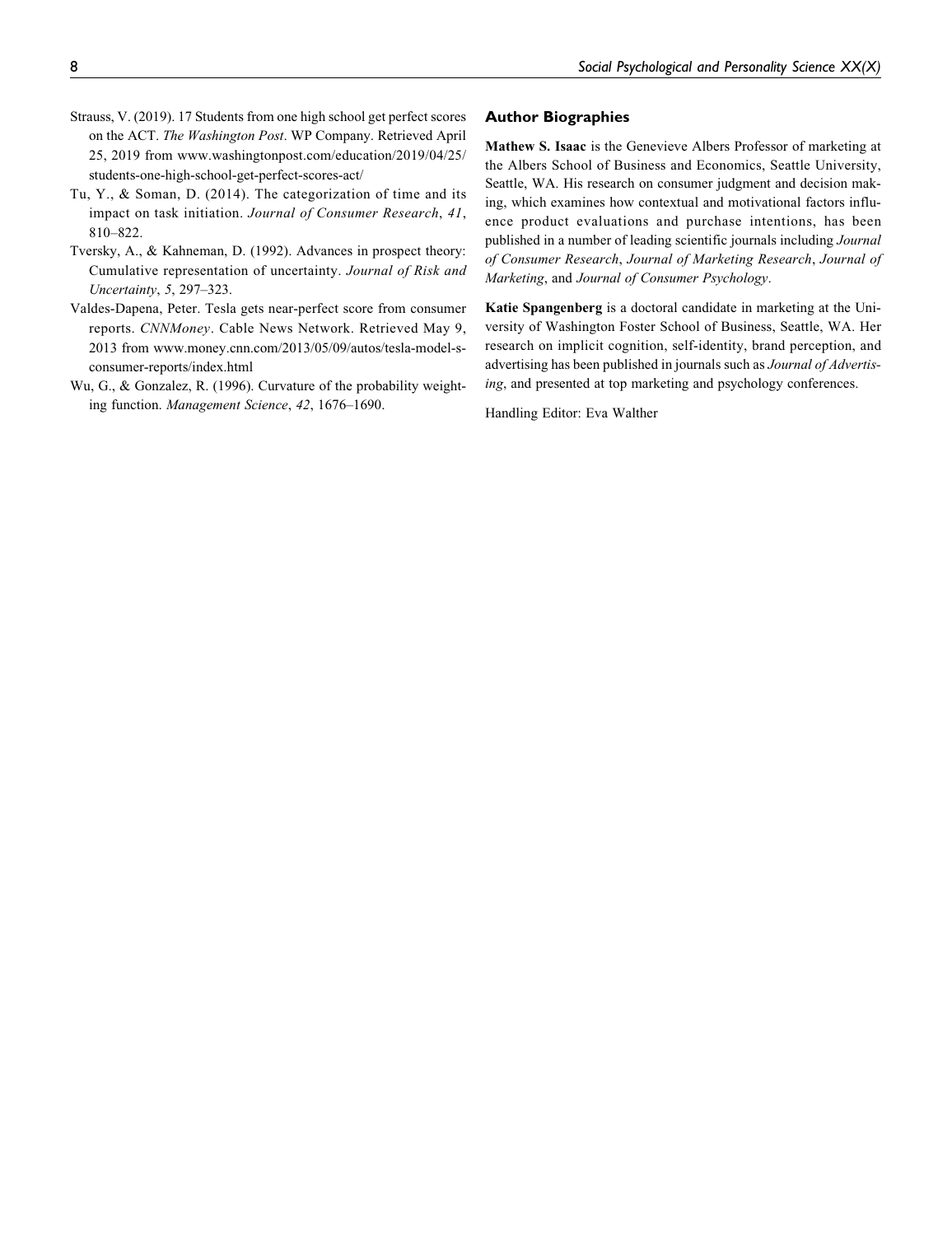Strauss, V. (2019). 17 Students from one high school get perfect scores on the ACT. *The Washington Post*. WP Company. Retrieved April 25, 2019 from www.washingtonpost.com/education/2019/04/25/students-one-high-school-get-perfect-scores-act/

Tu, Y., & Soman, D. (2014). The categorization of time and its impact on task initiation. *Journal of Consumer Research*, *41*, 810–822.

Tversky, A., & Kahneman, D. (1992). Advances in prospect theory: Cumulative representation of uncertainty. *Journal of Risk and Uncertainty*, *5*, 297–323.

Valdes-Dapena, Peter. Tesla gets near-perfect score from consumer reports. *CNNMoney*. Cable News Network. Retrieved May 9, 2013 from www.money.cnn.com/2013/05/09/autos/tesla-model-s-consumer-reports/index.html

Wu, G., & Gonzalez, R. (1996). Curvature of the probability weighting function. *Management Science*, *42*, 1676–1690.

## Author Biographies

**Mathew S. Isaac** is the Genevieve Albers Professor of marketing at the Albers School of Business and Economics, Seattle University, Seattle, WA. His research on consumer judgment and decision making, which examines how contextual and motivational factors influence product evaluations and purchase intentions, has been published in a number of leading scientific journals including *Journal of Consumer Research*, *Journal of Marketing Research*, *Journal of Marketing*, and *Journal of Consumer Psychology*.

**Katie Spangenberg** is a doctoral candidate in marketing at the University of Washington Foster School of Business, Seattle, WA. Her research on implicit cognition, self-identity, brand perception, and advertising has been published in journals such as *Journal of Advertising*, and presented at top marketing and psychology conferences.

Handling Editor: Eva Walther